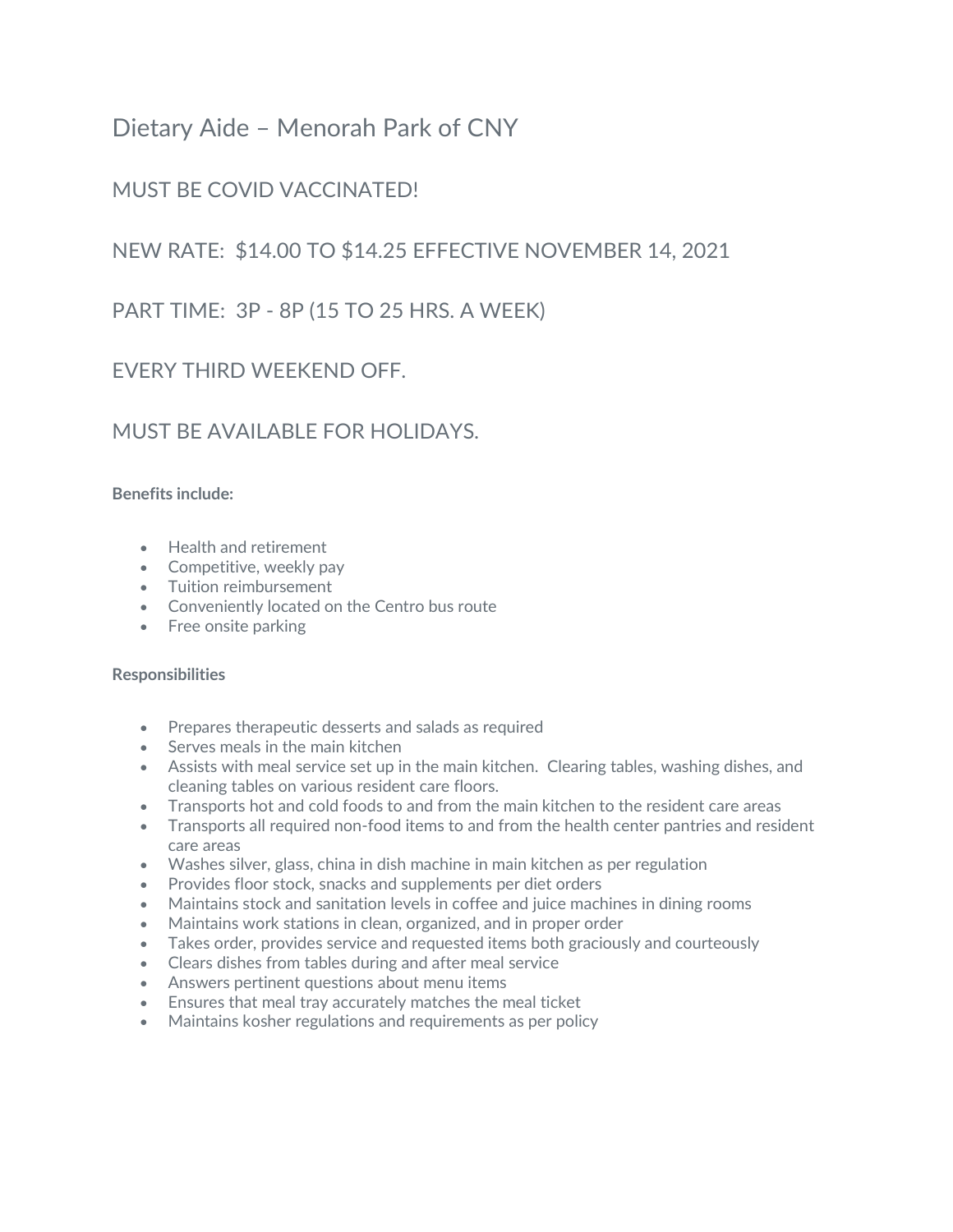# Dietary Aide – Menorah Park of CNY

## MUST BE COVID VACCINATED!

## NEW RATE: $14.00 TO $14.25 EFFECTIVE NOVEMBER 14, 2021

## PART TIME: 3P - 8P (15 TO 25 HRS. A WEEK)

## EVERY THIRD WEEKEND OFF.

## MUST BE AVAILABLE FOR HOLIDAYS.

**Benefits include:**

- Health and retirement
- Competitive, weekly pay
- Tuition reimbursement
- Conveniently located on the Centro bus route
- Free onsite parking

**Responsibilities**

- Prepares therapeutic desserts and salads as required
- Serves meals in the main kitchen
- Assists with meal service set up in the main kitchen. Clearing tables, washing dishes, and cleaning tables on various resident care floors.
- Transports hot and cold foods to and from the main kitchen to the resident care areas
- Transports all required non-food items to and from the health center pantries and resident care areas
- Washes silver, glass, china in dish machine in main kitchen as per regulation
- Provides floor stock, snacks and supplements per diet orders
- Maintains stock and sanitation levels in coffee and juice machines in dining rooms
- Maintains work stations in clean, organized, and in proper order
- Takes order, provides service and requested items both graciously and courteously
- Clears dishes from tables during and after meal service
- Answers pertinent questions about menu items
- Ensures that meal tray accurately matches the meal ticket
- Maintains kosher regulations and requirements as per policy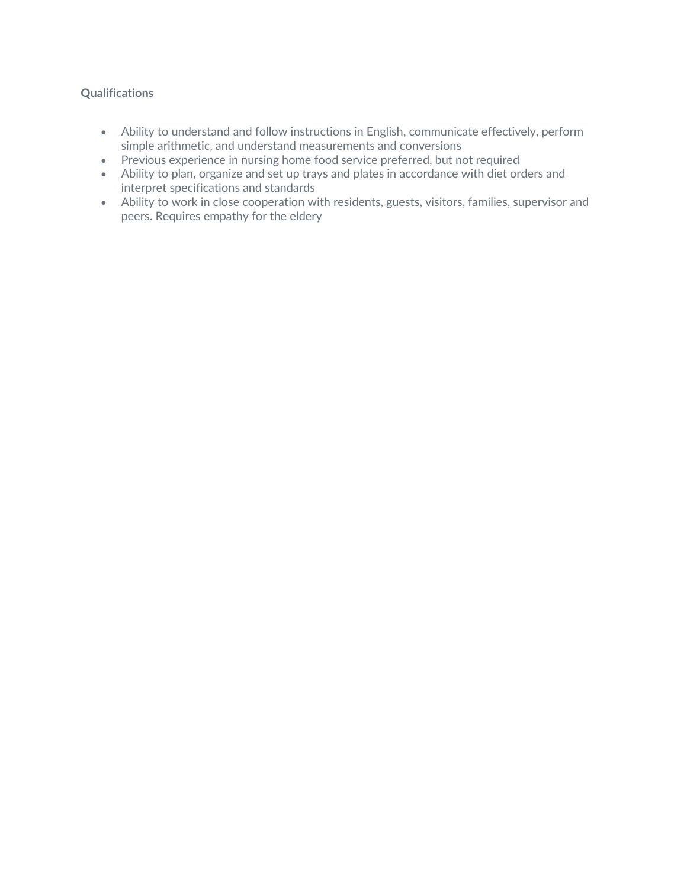**Qualifications**

- Ability to understand and follow instructions in English, communicate effectively, perform simple arithmetic, and understand measurements and conversions
- Previous experience in nursing home food service preferred, but not required
- Ability to plan, organize and set up trays and plates in accordance with diet orders and interpret specifications and standards
- Ability to work in close cooperation with residents, guests, visitors, families, supervisor and peers. Requires empathy for the eldery